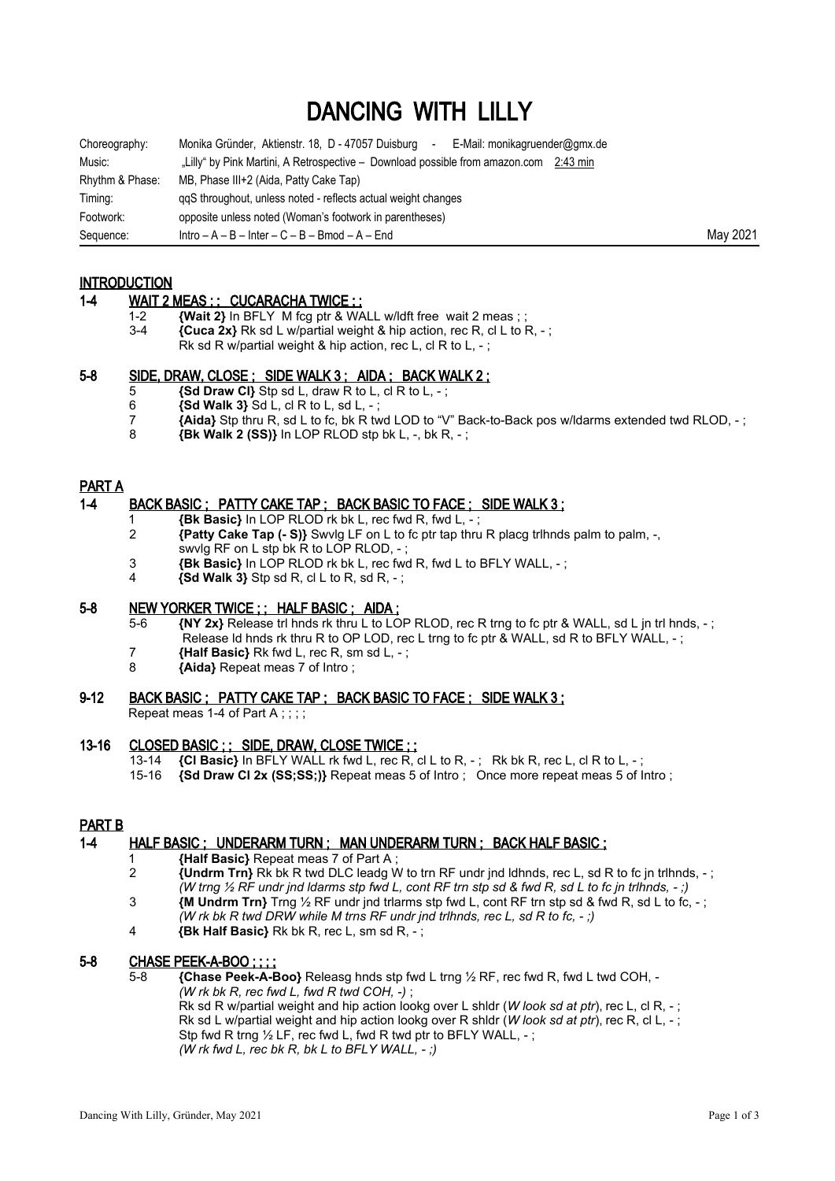# DANCING WITH LILLY

| | | |
|---|---|---|
| Choreography: | Monika Gründer, Aktienstr. 18, D - 47057 Duisburg - E-Mail: monikagruender@gmx.de | |
| Music: | „Lilly" by Pink Martini, A Retrospective – Download possible from amazon.com 2:43 min | |
| Rhythm & Phase: | MB, Phase III+2 (Aida, Patty Cake Tap) | |
| Timing: | qqS throughout, unless noted - reflects actual weight changes | |
| Footwork: | opposite unless noted (Woman's footwork in parentheses) | |
| Sequence: | Intro – A – B – Inter – C – B – Bmod – A – End | May 2021 |

## INTRODUCTION

### 1-4 WAIT 2 MEAS ; ; CUCARACHA TWICE ; ;

1-2 **{Wait 2}** In BFLY M fcg ptr & WALL w/ldft free wait 2 meas ; ;
3-4 **{Cuca 2x}** Rk sd L w/partial weight & hip action, rec R, cl L to R, - ;
Rk sd R w/partial weight & hip action, rec L, cl R to L, - ;

### 5-8 SIDE, DRAW, CLOSE ; SIDE WALK 3 ; AIDA ; BACK WALK 2 ;

5 **{Sd Draw Cl}** Stp sd L, draw R to L, cl R to L, - ;
6 **{Sd Walk 3}** Sd L, cl R to L, sd L, - ;
7 **{Aida}** Stp thru R, sd L to fc, bk R twd LOD to "V" Back-to-Back pos w/ldarms extended twd RLOD, - ;
8 **{Bk Walk 2 (SS)}** In LOP RLOD stp bk L, -, bk R, - ;

## PART A

### 1-4 BACK BASIC ; PATTY CAKE TAP ; BACK BASIC TO FACE ; SIDE WALK 3 ;

1 **{Bk Basic}** In LOP RLOD rk bk L, rec fwd R, fwd L, - ;
2 **{Patty Cake Tap (- S)}** Swvlg LF on L to fc ptr tap thru R placg trlhnds palm to palm, -,
swvlg RF on L stp bk R to LOP RLOD, - ;
3 **{Bk Basic}** In LOP RLOD rk bk L, rec fwd R, fwd L to BFLY WALL, - ;
4 **{Sd Walk 3}** Stp sd R, cl L to R, sd R, - ;

### 5-8 NEW YORKER TWICE ; ; HALF BASIC ; AIDA ;

5-6 **{NY 2x}** Release trl hnds rk thru L to LOP RLOD, rec R trng to fc ptr & WALL, sd L jn trl hnds, - ;
Release ld hnds rk thru R to OP LOD, rec L trng to fc ptr & WALL, sd R to BFLY WALL, - ;
7 **{Half Basic}** Rk fwd L, rec R, sm sd L, - ;
8 **{Aida}** Repeat meas 7 of Intro ;

### 9-12 BACK BASIC ; PATTY CAKE TAP ; BACK BASIC TO FACE ; SIDE WALK 3 ;

Repeat meas 1-4 of Part A ; ; ; ;

### 13-16 CLOSED BASIC ; ; SIDE, DRAW, CLOSE TWICE ; ;

13-14 **{Cl Basic}** In BFLY WALL rk fwd L, rec R, cl L to R, - ; Rk bk R, rec L, cl R to L, - ;
15-16 **{Sd Draw Cl 2x (SS;SS;)}** Repeat meas 5 of Intro ; Once more repeat meas 5 of Intro ;

## PART B

### 1-4 HALF BASIC ; UNDERARM TURN ; MAN UNDERARM TURN ; BACK HALF BASIC ;

1 **{Half Basic}** Repeat meas 7 of Part A ;
2 **{Undrm Trn}** Rk bk R twd DLC leadg W to trn RF undr jnd ldhnds, rec L, sd R to fc jn trlhnds, - ;
*(W trng ½ RF undr jnd ldarms stp fwd L, cont RF trn stp sd & fwd R, sd L to fc jn trlhnds, - ;)*
3 **{M Undrm Trn}** Trng ½ RF undr jnd trlarms stp fwd L, cont RF trn stp sd & fwd R, sd L to fc, - ;
*(W rk bk R twd DRW while M trns RF undr jnd trlhnds, rec L, sd R to fc, - ;)*
4 **{Bk Half Basic}** Rk bk R, rec L, sm sd R, - ;

### 5-8 CHASE PEEK-A-BOO ; ; ; ;

5-8 **{Chase Peek-A-Boo}** Releasg hnds stp fwd L trng ½ RF, rec fwd R, fwd L twd COH, -
*(W rk bk R, rec fwd L, fwd R twd COH, -)* ;
Rk sd R w/partial weight and hip action lookg over L shldr (*W look sd at ptr*), rec L, cl R, - ;
Rk sd L w/partial weight and hip action lookg over R shldr (*W look sd at ptr*), rec R, cl L, - ;
Stp fwd R trng ½ LF, rec fwd L, fwd R twd ptr to BFLY WALL, - ;
*(W rk fwd L, rec bk R, bk L to BFLY WALL, - ;)*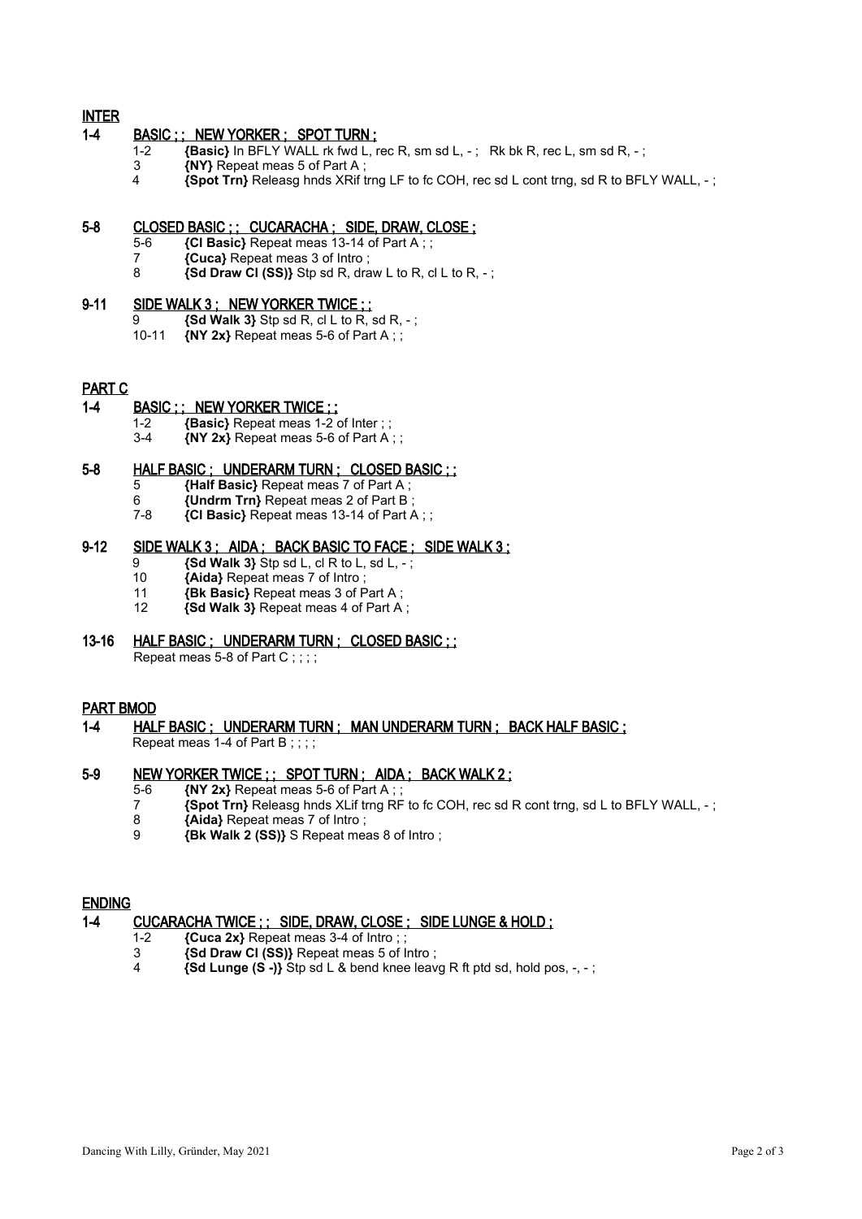## INTER

### 1-4 BASIC ; ; NEW YORKER ; SPOT TURN ;

- 1-2 **{Basic}** In BFLY WALL rk fwd L, rec R, sm sd L, - ; Rk bk R, rec L, sm sd R, - ;
- 3 **{NY}** Repeat meas 5 of Part A ;
- 4 **{Spot Trn}** Releasg hnds XRif trng LF to fc COH, rec sd L cont trng, sd R to BFLY WALL, - ;

### 5-8 CLOSED BASIC ; ; CUCARACHA ; SIDE, DRAW, CLOSE ;

- 5-6 **{Cl Basic}** Repeat meas 13-14 of Part A ; ;
- 7 **{Cuca}** Repeat meas 3 of Intro ;
- 8 **{Sd Draw Cl (SS)}** Stp sd R, draw L to R, cl L to R, - ;

### 9-11 SIDE WALK 3 ; NEW YORKER TWICE ; ;

- 9 **{Sd Walk 3}** Stp sd R, cl L to R, sd R, - ;
- 10-11 **{NY 2x}** Repeat meas 5-6 of Part A ; ;

## PART C

### 1-4 BASIC ; ; NEW YORKER TWICE ; ;

- 1-2 **{Basic}** Repeat meas 1-2 of Inter ; ;
- 3-4 **{NY 2x}** Repeat meas 5-6 of Part A ; ;

### 5-8 HALF BASIC ; UNDERARM TURN ; CLOSED BASIC ; ;

- 5 **{Half Basic}** Repeat meas 7 of Part A ;
- 6 **{Undrm Trn}** Repeat meas 2 of Part B ;
- 7-8 **{Cl Basic}** Repeat meas 13-14 of Part A ; ;

### 9-12 SIDE WALK 3 ; AIDA ; BACK BASIC TO FACE ; SIDE WALK 3 ;

- 9 **{Sd Walk 3}** Stp sd L, cl R to L, sd L, - ;
- 10 **{Aida}** Repeat meas 7 of Intro ;
- 11 **{Bk Basic}** Repeat meas 3 of Part A ;
- 12 **{Sd Walk 3}** Repeat meas 4 of Part A ;

### 13-16 HALF BASIC ; UNDERARM TURN ; CLOSED BASIC ; ;

Repeat meas 5-8 of Part C ; ; ; ;

## PART BMOD

### 1-4 HALF BASIC ; UNDERARM TURN ; MAN UNDERARM TURN ; BACK HALF BASIC ;

Repeat meas 1-4 of Part B ; ; ; ;

### 5-9 NEW YORKER TWICE ; ; SPOT TURN ; AIDA ; BACK WALK 2 ;

- 5-6 **{NY 2x}** Repeat meas 5-6 of Part A ; ;
- 7 **{Spot Trn}** Releasg hnds XLif trng RF to fc COH, rec sd R cont trng, sd L to BFLY WALL, - ;
- 8 **{Aida}** Repeat meas 7 of Intro ;
- 9 **{Bk Walk 2 (SS)}** S Repeat meas 8 of Intro ;

## ENDING

### 1-4 CUCARACHA TWICE ; ; SIDE, DRAW, CLOSE ; SIDE LUNGE & HOLD ;

- 1-2 **{Cuca 2x}** Repeat meas 3-4 of Intro ; ;
- 3 **{Sd Draw Cl (SS)}** Repeat meas 5 of Intro ;
- 4 **{Sd Lunge (S -)}** Stp sd L & bend knee leavg R ft ptd sd, hold pos, -, - ;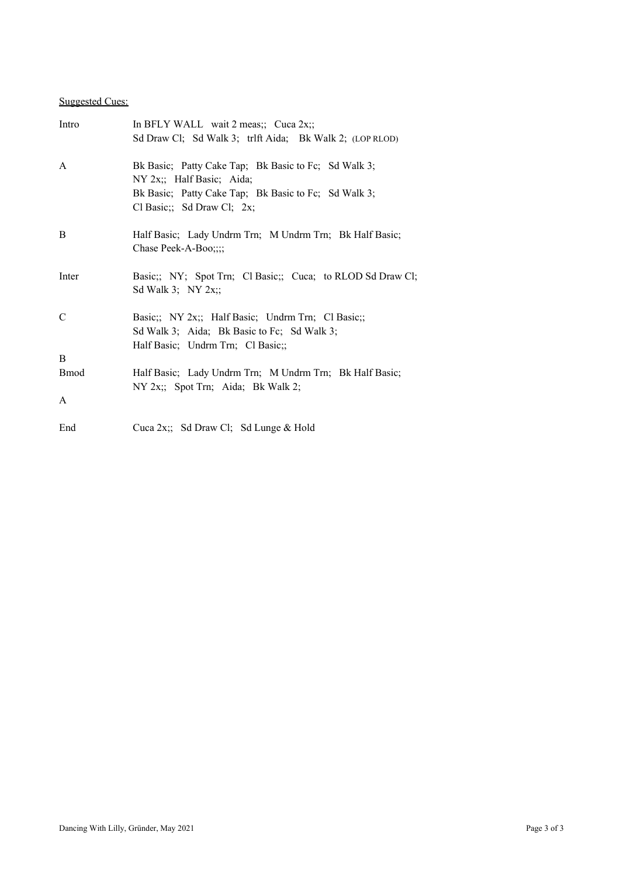Suggested Cues:

| | |
|---|---|
| Intro | In BFLY WALL wait 2 meas;; Cuca 2x;;<br>Sd Draw Cl; Sd Walk 3; trlft Aida; Bk Walk 2; (LOP RLOD) |
| A | Bk Basic; Patty Cake Tap; Bk Basic to Fc; Sd Walk 3;<br>NY 2x;; Half Basic; Aida;<br>Bk Basic; Patty Cake Tap; Bk Basic to Fc; Sd Walk 3;<br>Cl Basic;; Sd Draw Cl; 2x; |
| B | Half Basic; Lady Undrm Trn; M Undrm Trn; Bk Half Basic;<br>Chase Peek-A-Boo;;;; |
| Inter | Basic;; NY; Spot Trn; Cl Basic;; Cuca; to RLOD Sd Draw Cl;<br>Sd Walk 3; NY 2x;; |
| C | Basic;; NY 2x;; Half Basic; Undrm Trn; Cl Basic;;<br>Sd Walk 3; Aida; Bk Basic to Fc; Sd Walk 3;<br>Half Basic; Undrm Trn; Cl Basic;; |
| B | |
| Bmod | Half Basic; Lady Undrm Trn; M Undrm Trn; Bk Half Basic;<br>NY 2x;; Spot Trn; Aida; Bk Walk 2; |
| A | |
| End | Cuca 2x;; Sd Draw Cl; Sd Lunge & Hold |

Dancing With Lilly, Gründer, May 2021